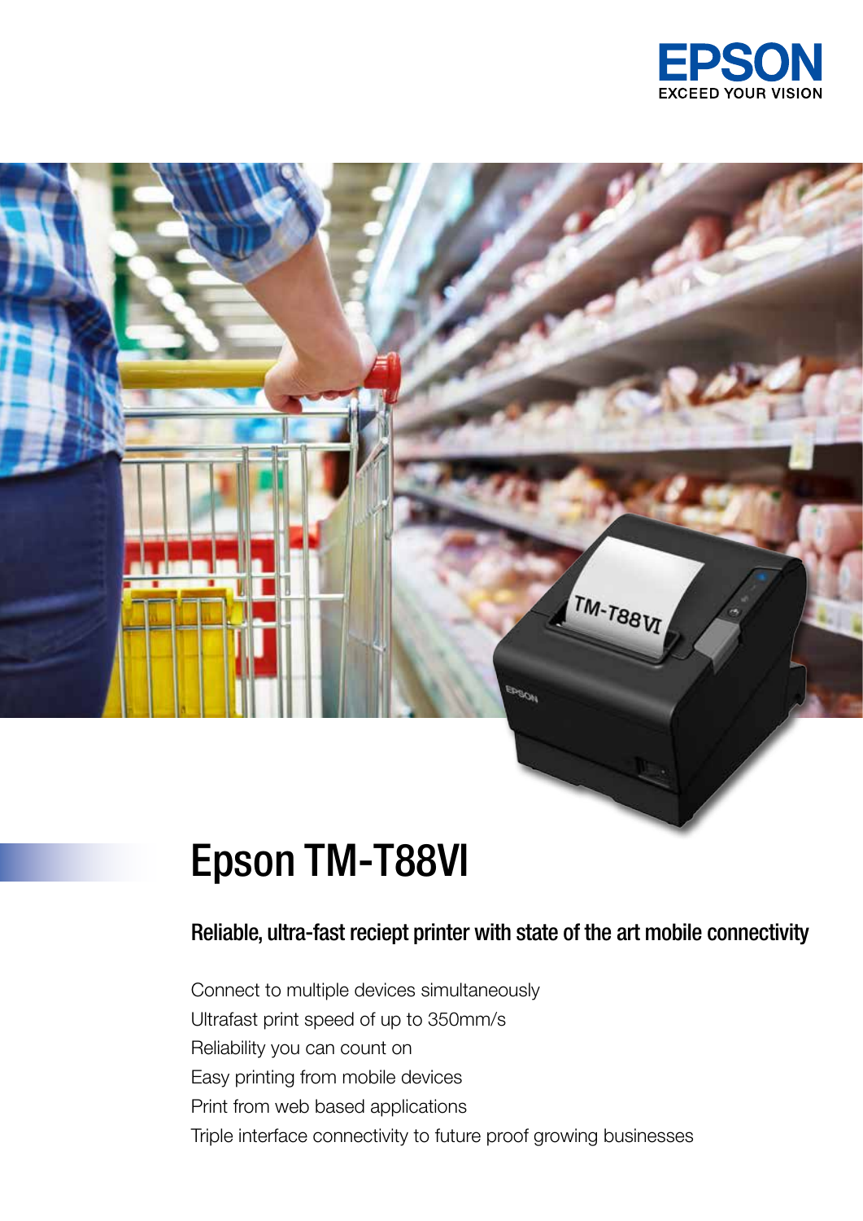EPSON
EXCEED YOUR VISION

# Epson TM-T88VI

## Reliable, ultra-fast reciept printer with state of the art mobile connectivity

Connect to multiple devices simultaneously
Ultrafast print speed of up to 350mm/s
Reliability you can count on
Easy printing from mobile devices
Print from web based applications
Triple interface connectivity to future proof growing businesses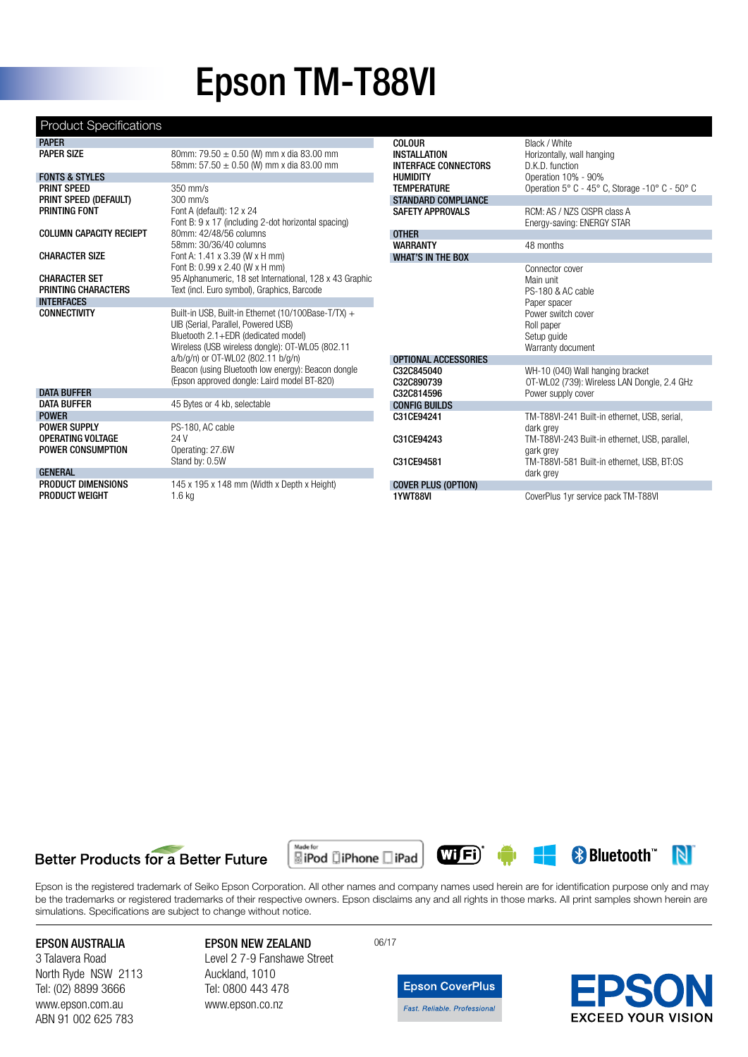# Epson TM-T88VI

## Product Specifications

| | |
|---|---|
| **PAPER** | |
| PAPER SIZE | 80mm: 79.50 ± 0.50 (W) mm x dia 83.00 mm<br>58mm: 57.50 ± 0.50 (W) mm x dia 83.00 mm |
| **FONTS & STYLES** | |
| PRINT SPEED | 350 mm/s |
| PRINT SPEED (DEFAULT) | 300 mm/s |
| PRINTING FONT | Font A (default): 12 x 24<br>Font B: 9 x 17 (including 2-dot horizontal spacing) |
| COLUMN CAPACITY RECIEPT | 80mm: 42/48/56 columns<br>58mm: 30/36/40 columns |
| CHARACTER SIZE | Font A: 1.41 x 3.39 (W x H mm)<br>Font B: 0.99 x 2.40 (W x H mm) |
| CHARACTER SET | 95 Alphanumeric, 18 set International, 128 x 43 Graphic |
| PRINTING CHARACTERS | Text (incl. Euro symbol), Graphics, Barcode |
| **INTERFACES** | |
| CONNECTIVITY | Built-in USB, Built-in Ethernet (10/100Base-T/TX) + UIB (Serial, Parallel, Powered USB)<br>Bluetooth 2.1+EDR (dedicated model)<br>Wireless (USB wireless dongle): OT-WL05 (802.11 a/b/g/n) or OT-WL02 (802.11 b/g/n)<br>Beacon (using Bluetooth low energy): Beacon dongle (Epson approved dongle: Laird model BT-820) |
| **DATA BUFFER** | |
| DATA BUFFER | 45 Bytes or 4 kb, selectable |
| **POWER** | |
| POWER SUPPLY | PS-180, AC cable |
| OPERATING VOLTAGE | 24 V |
| POWER CONSUMPTION | Operating: 27.6W<br>Stand by: 0.5W |
| **GENERAL** | |
| PRODUCT DIMENSIONS | 145 x 195 x 148 mm (Width x Depth x Height) |
| PRODUCT WEIGHT | 1.6 kg |
| COLOUR | Black / White |
| INSTALLATION | Horizontally, wall hanging |
| INTERFACE CONNECTORS | D.K.D. function |
| HUMIDITY | Operation 10% - 90% |
| TEMPERATURE | Operation 5° C - 45° C, Storage -10° C - 50° C |
| **STANDARD COMPLIANCE** | |
| SAFETY APPROVALS | RCM: AS / NZS CISPR class A<br>Energy-saving: ENERGY STAR |
| **OTHER** | |
| WARRANTY | 48 months |
| **WHAT'S IN THE BOX** | |
| | Connector cover<br>Main unit<br>PS-180 & AC cable<br>Paper spacer<br>Power switch cover<br>Roll paper<br>Setup guide<br>Warranty document |
| **OPTIONAL ACCESSORIES** | |
| C32C845040 | WH-10 (040) Wall hanging bracket |
| C32C890739 | OT-WL02 (739): Wireless LAN Dongle, 2.4 GHz |
| C32C814596 | Power supply cover |
| **CONFIG BUILDS** | |
| C31CE94241 | TM-T88VI-241 Built-in ethernet, USB, serial, dark grey |
| C31CE94243 | TM-T88VI-243 Built-in ethernet, USB, parallel, gark grey |
| C31CE94581 | TM-T88VI-581 Built-in ethernet, USB, BT:OS dark grey |
| **COVER PLUS (OPTION)** | |
| 1YWT88VI | CoverPlus 1yr service pack TM-T88VI |

Better Products for a Better Future

Made for iPod iPhone iPad — WiFi — Bluetooth™

Epson is the registered trademark of Seiko Epson Corporation. All other names and company names used herein are for identification purpose only and may be the trademarks or registered trademarks of their respective owners. Epson disclaims any and all rights in those marks. All print samples shown herein are simulations. Specifications are subject to change without notice.

**EPSON AUSTRALIA**
3 Talavera Road
North Ryde NSW 2113
Tel: (02) 8899 3666
www.epson.com.au
ABN 91 002 625 783

**EPSON NEW ZEALAND**
Level 2 7-9 Fanshawe Street
Auckland, 1010
Tel: 0800 443 478
www.epson.co.nz

06/17

Epson CoverPlus
*Fast. Reliable. Professional*

EPSON
EXCEED YOUR VISION